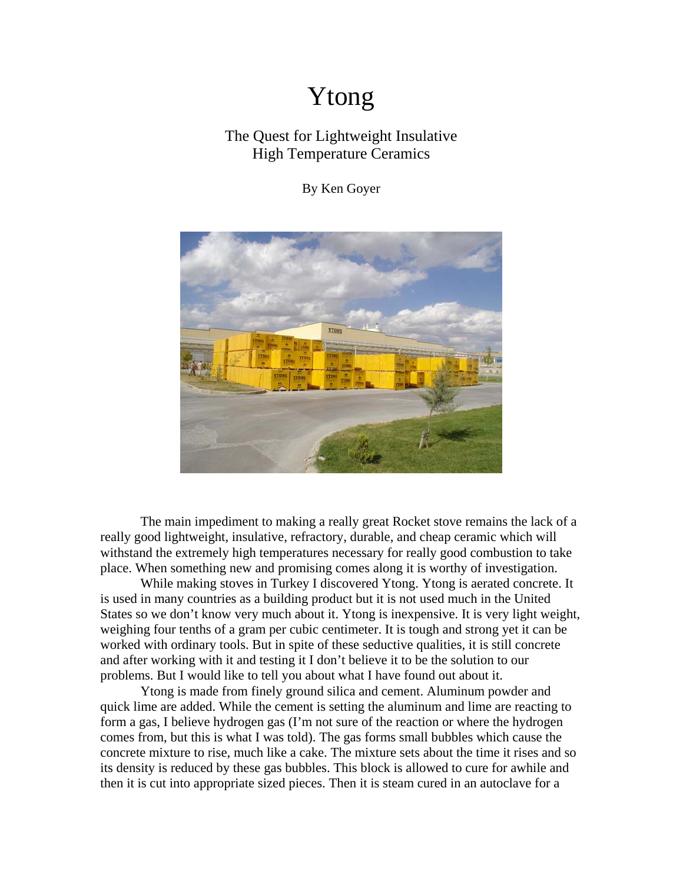# Ytong

## The Quest for Lightweight Insulative High Temperature Ceramics

By Ken Goyer

The main impediment to making a really great Rocket stove remains the lack of a really good lightweight, insulative, refractory, durable, and cheap ceramic which will withstand the extremely high temperatures necessary for really good combustion to take place. When something new and promising comes along it is worthy of investigation.

While making stoves in Turkey I discovered Ytong. Ytong is aerated concrete. It is used in many countries as a building product but it is not used much in the United States so we don't know very much about it. Ytong is inexpensive. It is very light weight, weighing four tenths of a gram per cubic centimeter. It is tough and strong yet it can be worked with ordinary tools. But in spite of these seductive qualities, it is still concrete and after working with it and testing it I don't believe it to be the solution to our problems. But I would like to tell you about what I have found out about it.

Ytong is made from finely ground silica and cement. Aluminum powder and quick lime are added. While the cement is setting the aluminum and lime are reacting to form a gas, I believe hydrogen gas (I'm not sure of the reaction or where the hydrogen comes from, but this is what I was told). The gas forms small bubbles which cause the concrete mixture to rise, much like a cake. The mixture sets about the time it rises and so its density is reduced by these gas bubbles. This block is allowed to cure for awhile and then it is cut into appropriate sized pieces. Then it is steam cured in an autoclave for a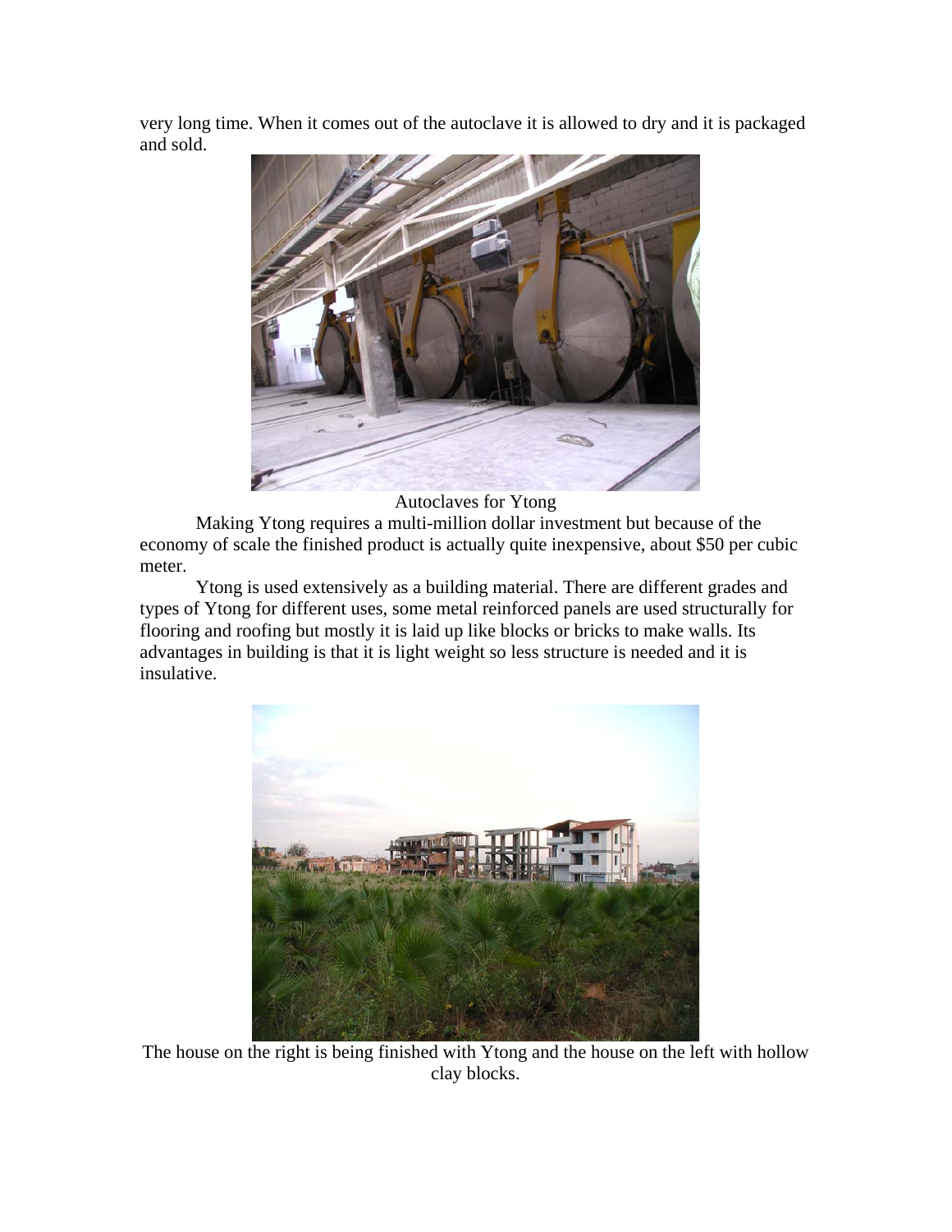very long time. When it comes out of the autoclave it is allowed to dry and it is packaged and sold.

Autoclaves for Ytong

Making Ytong requires a multi-million dollar investment but because of the economy of scale the finished product is actually quite inexpensive, about $50 per cubic meter.

Ytong is used extensively as a building material. There are different grades and types of Ytong for different uses, some metal reinforced panels are used structurally for flooring and roofing but mostly it is laid up like blocks or bricks to make walls. Its advantages in building is that it is light weight so less structure is needed and it is insulative.

The house on the right is being finished with Ytong and the house on the left with hollow clay blocks.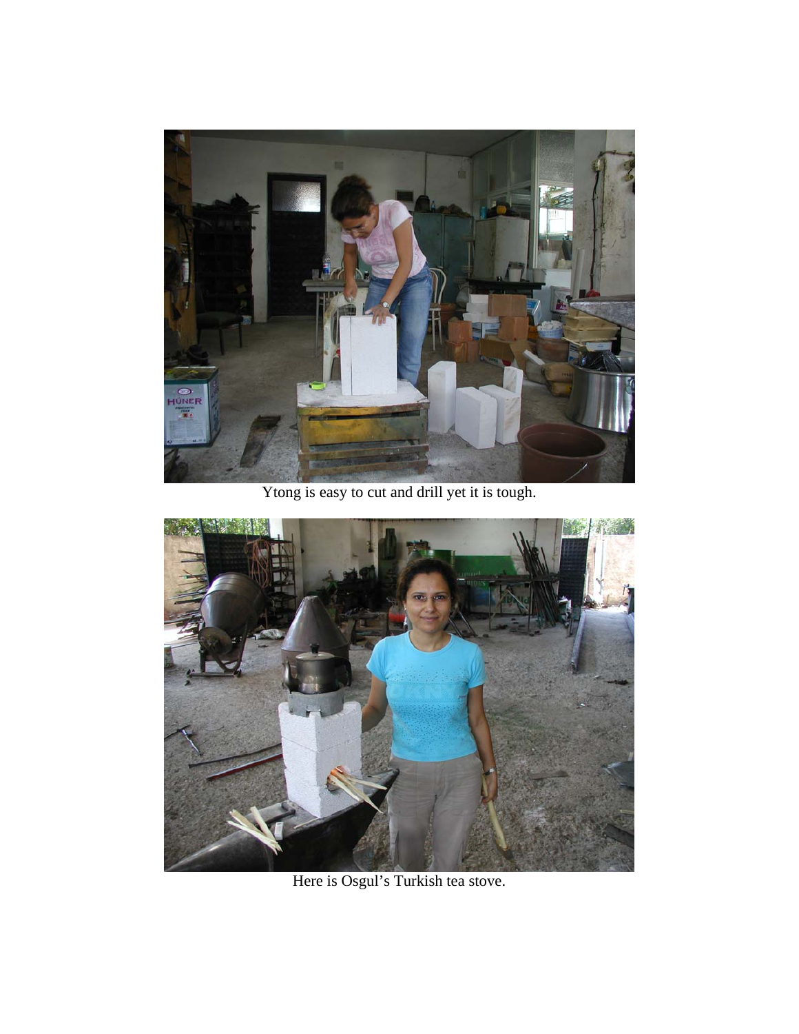Ytong is easy to cut and drill yet it is tough.

Here is Osgul's Turkish tea stove.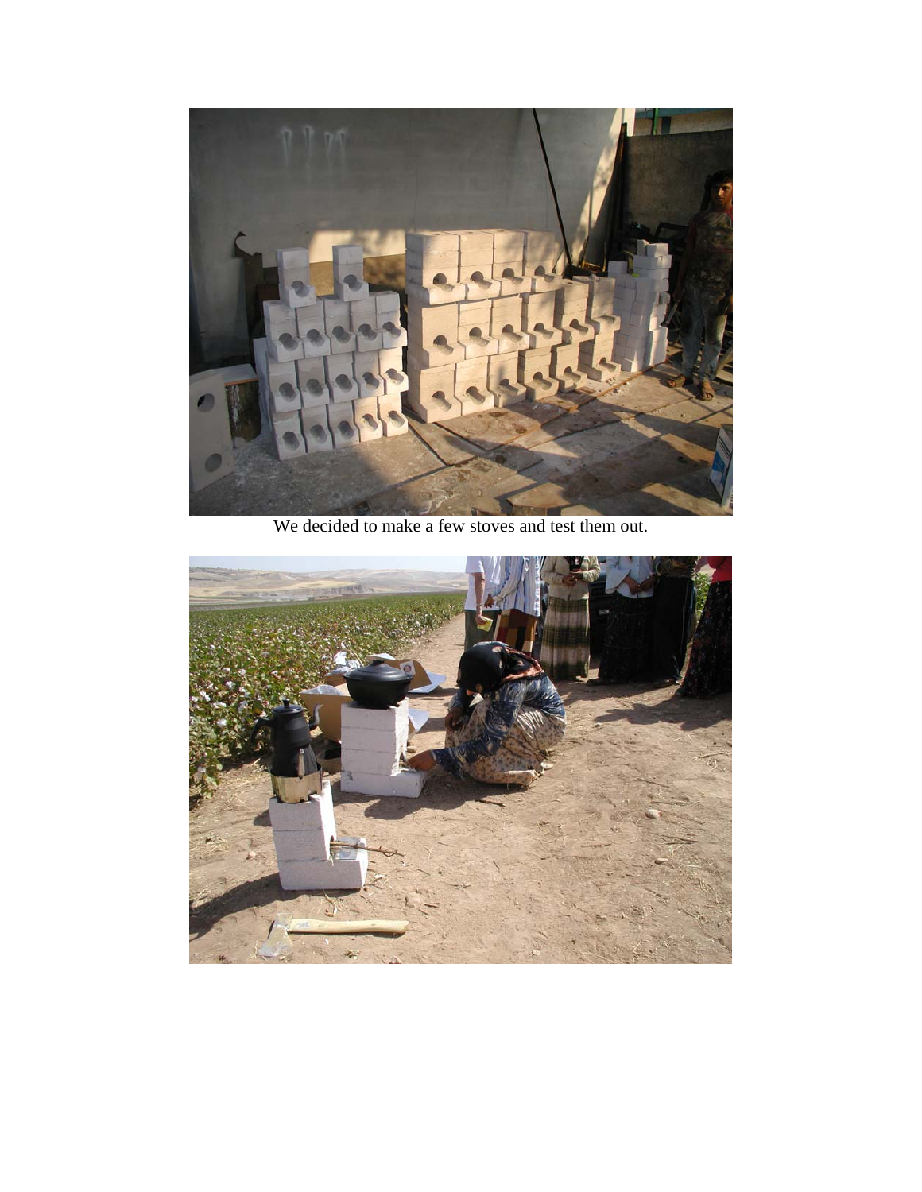We decided to make a few stoves and test them out.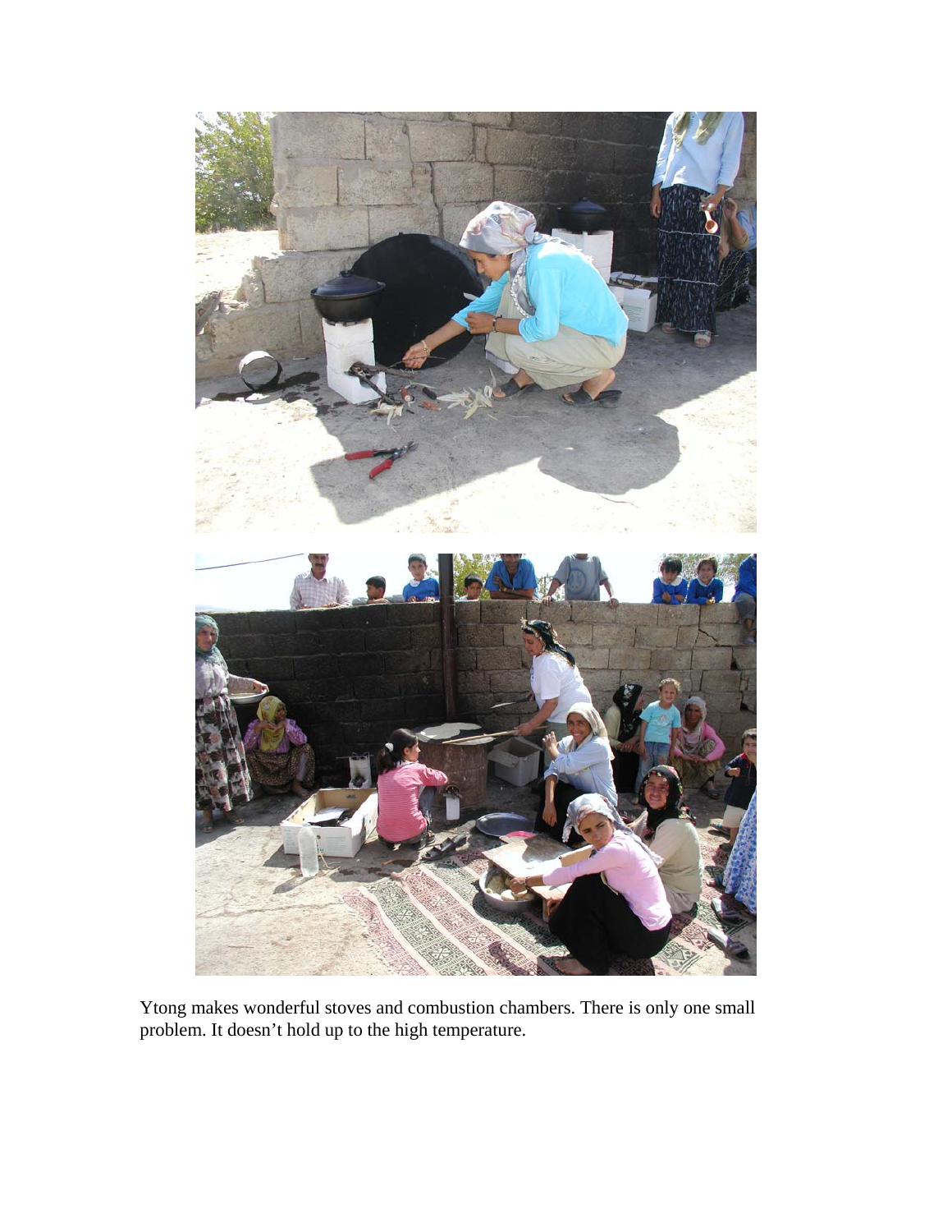Ytong makes wonderful stoves and combustion chambers. There is only one small problem. It doesn't hold up to the high temperature.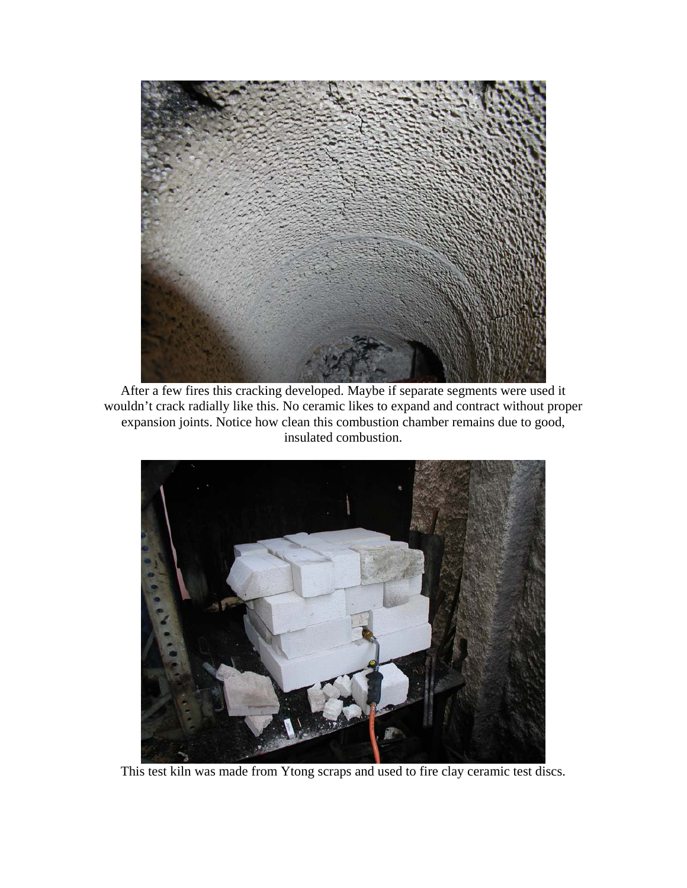After a few fires this cracking developed. Maybe if separate segments were used it wouldn't crack radially like this. No ceramic likes to expand and contract without proper expansion joints. Notice how clean this combustion chamber remains due to good, insulated combustion.

This test kiln was made from Ytong scraps and used to fire clay ceramic test discs.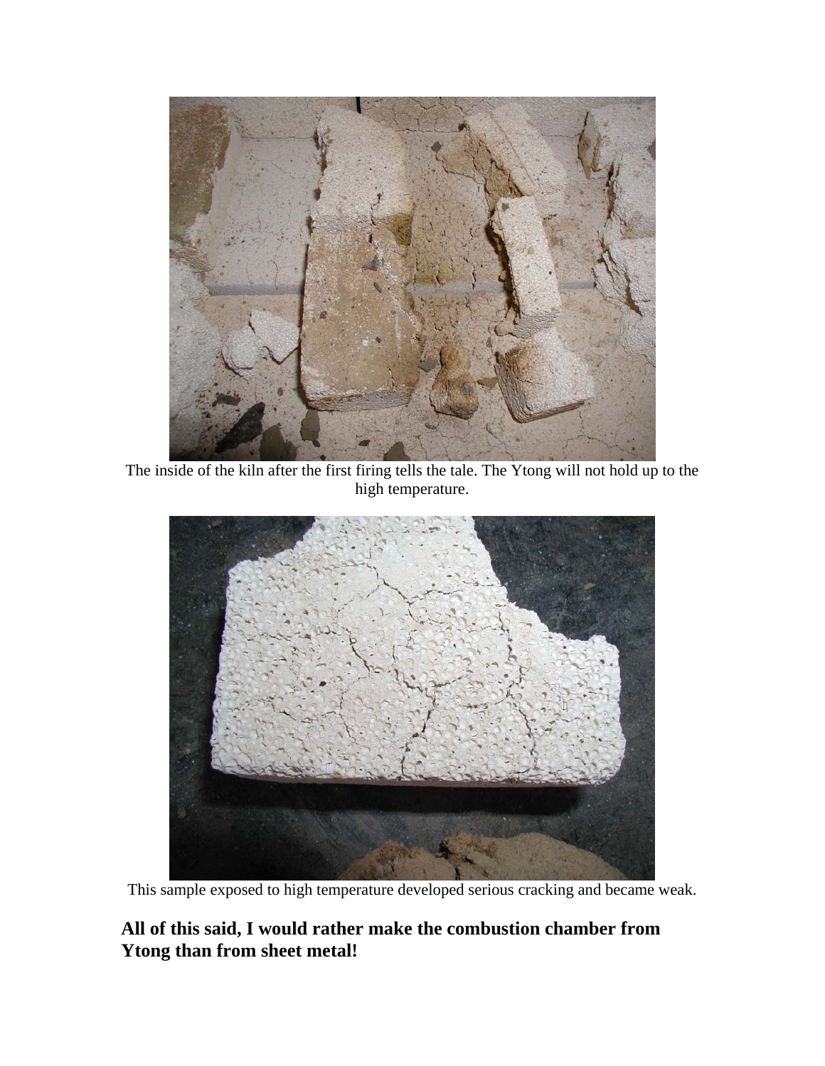The inside of the kiln after the first firing tells the tale. The Ytong will not hold up to the high temperature.

This sample exposed to high temperature developed serious cracking and became weak.

**All of this said, I would rather make the combustion chamber from Ytong than from sheet metal!**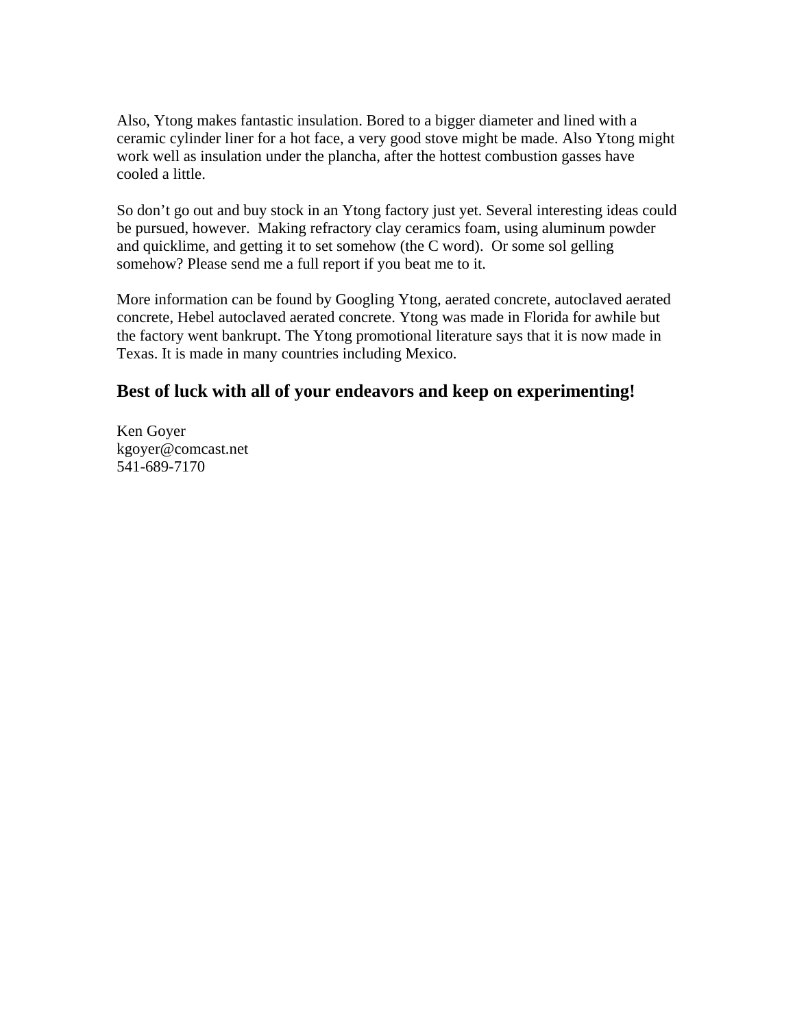Also, Ytong makes fantastic insulation. Bored to a bigger diameter and lined with a ceramic cylinder liner for a hot face, a very good stove might be made. Also Ytong might work well as insulation under the plancha, after the hottest combustion gasses have cooled a little.

So don't go out and buy stock in an Ytong factory just yet. Several interesting ideas could be pursued, however. Making refractory clay ceramics foam, using aluminum powder and quicklime, and getting it to set somehow (the C word). Or some sol gelling somehow? Please send me a full report if you beat me to it.

More information can be found by Googling Ytong, aerated concrete, autoclaved aerated concrete, Hebel autoclaved aerated concrete. Ytong was made in Florida for awhile but the factory went bankrupt. The Ytong promotional literature says that it is now made in Texas. It is made in many countries including Mexico.

### Best of luck with all of your endeavors and keep on experimenting!

Ken Goyer
kgoyer@comcast.net
541-689-7170